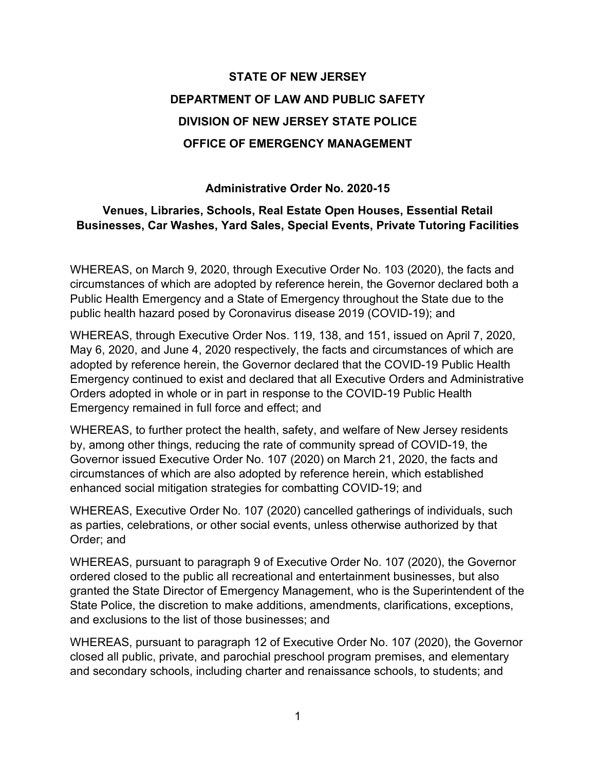# STATE OF NEW JERSEY
# DEPARTMENT OF LAW AND PUBLIC SAFETY
# DIVISION OF NEW JERSEY STATE POLICE
# OFFICE OF EMERGENCY MANAGEMENT

## Administrative Order No. 2020-15

## Venues, Libraries, Schools, Real Estate Open Houses, Essential Retail Businesses, Car Washes, Yard Sales, Special Events, Private Tutoring Facilities

WHEREAS, on March 9, 2020, through Executive Order No. 103 (2020), the facts and circumstances of which are adopted by reference herein, the Governor declared both a Public Health Emergency and a State of Emergency throughout the State due to the public health hazard posed by Coronavirus disease 2019 (COVID-19); and

WHEREAS, through Executive Order Nos. 119, 138, and 151, issued on April 7, 2020, May 6, 2020, and June 4, 2020 respectively, the facts and circumstances of which are adopted by reference herein, the Governor declared that the COVID-19 Public Health Emergency continued to exist and declared that all Executive Orders and Administrative Orders adopted in whole or in part in response to the COVID-19 Public Health Emergency remained in full force and effect; and

WHEREAS, to further protect the health, safety, and welfare of New Jersey residents by, among other things, reducing the rate of community spread of COVID-19, the Governor issued Executive Order No. 107 (2020) on March 21, 2020, the facts and circumstances of which are also adopted by reference herein, which established enhanced social mitigation strategies for combatting COVID-19; and

WHEREAS, Executive Order No. 107 (2020) cancelled gatherings of individuals, such as parties, celebrations, or other social events, unless otherwise authorized by that Order; and

WHEREAS, pursuant to paragraph 9 of Executive Order No. 107 (2020), the Governor ordered closed to the public all recreational and entertainment businesses, but also granted the State Director of Emergency Management, who is the Superintendent of the State Police, the discretion to make additions, amendments, clarifications, exceptions, and exclusions to the list of those businesses; and

WHEREAS, pursuant to paragraph 12 of Executive Order No. 107 (2020), the Governor closed all public, private, and parochial preschool program premises, and elementary and secondary schools, including charter and renaissance schools, to students; and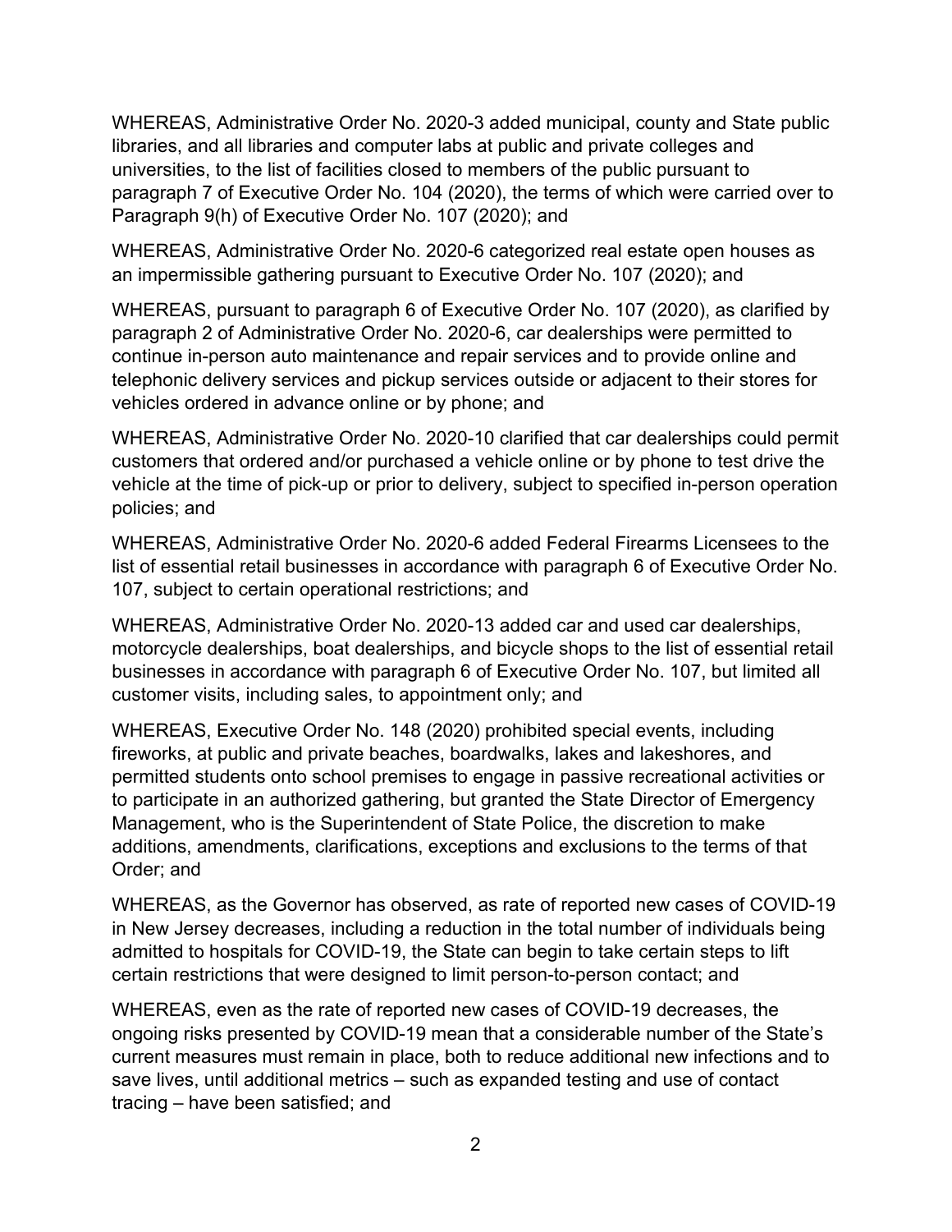WHEREAS, Administrative Order No. 2020-3 added municipal, county and State public libraries, and all libraries and computer labs at public and private colleges and universities, to the list of facilities closed to members of the public pursuant to paragraph 7 of Executive Order No. 104 (2020), the terms of which were carried over to Paragraph 9(h) of Executive Order No. 107 (2020); and

WHEREAS, Administrative Order No. 2020-6 categorized real estate open houses as an impermissible gathering pursuant to Executive Order No. 107 (2020); and

WHEREAS, pursuant to paragraph 6 of Executive Order No. 107 (2020), as clarified by paragraph 2 of Administrative Order No. 2020-6, car dealerships were permitted to continue in-person auto maintenance and repair services and to provide online and telephonic delivery services and pickup services outside or adjacent to their stores for vehicles ordered in advance online or by phone; and

WHEREAS, Administrative Order No. 2020-10 clarified that car dealerships could permit customers that ordered and/or purchased a vehicle online or by phone to test drive the vehicle at the time of pick-up or prior to delivery, subject to specified in-person operation policies; and

WHEREAS, Administrative Order No. 2020-6 added Federal Firearms Licensees to the list of essential retail businesses in accordance with paragraph 6 of Executive Order No. 107, subject to certain operational restrictions; and

WHEREAS, Administrative Order No. 2020-13 added car and used car dealerships, motorcycle dealerships, boat dealerships, and bicycle shops to the list of essential retail businesses in accordance with paragraph 6 of Executive Order No. 107, but limited all customer visits, including sales, to appointment only; and

WHEREAS, Executive Order No. 148 (2020) prohibited special events, including fireworks, at public and private beaches, boardwalks, lakes and lakeshores, and permitted students onto school premises to engage in passive recreational activities or to participate in an authorized gathering, but granted the State Director of Emergency Management, who is the Superintendent of State Police, the discretion to make additions, amendments, clarifications, exceptions and exclusions to the terms of that Order; and

WHEREAS, as the Governor has observed, as rate of reported new cases of COVID-19 in New Jersey decreases, including a reduction in the total number of individuals being admitted to hospitals for COVID-19, the State can begin to take certain steps to lift certain restrictions that were designed to limit person-to-person contact; and

WHEREAS, even as the rate of reported new cases of COVID-19 decreases, the ongoing risks presented by COVID-19 mean that a considerable number of the State's current measures must remain in place, both to reduce additional new infections and to save lives, until additional metrics – such as expanded testing and use of contact tracing – have been satisfied; and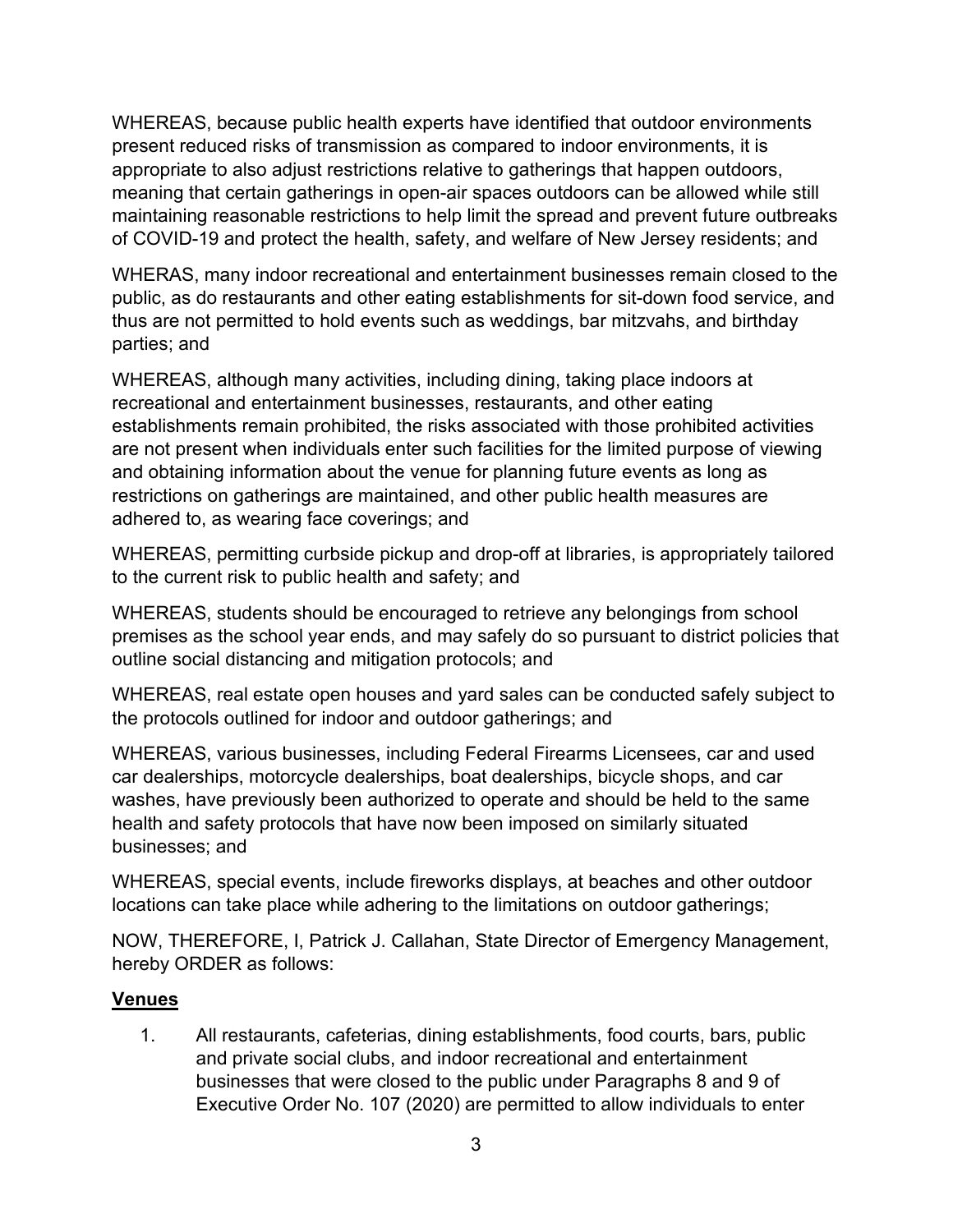WHEREAS, because public health experts have identified that outdoor environments present reduced risks of transmission as compared to indoor environments, it is appropriate to also adjust restrictions relative to gatherings that happen outdoors, meaning that certain gatherings in open-air spaces outdoors can be allowed while still maintaining reasonable restrictions to help limit the spread and prevent future outbreaks of COVID-19 and protect the health, safety, and welfare of New Jersey residents; and

WHERAS, many indoor recreational and entertainment businesses remain closed to the public, as do restaurants and other eating establishments for sit-down food service, and thus are not permitted to hold events such as weddings, bar mitzvahs, and birthday parties; and

WHEREAS, although many activities, including dining, taking place indoors at recreational and entertainment businesses, restaurants, and other eating establishments remain prohibited, the risks associated with those prohibited activities are not present when individuals enter such facilities for the limited purpose of viewing and obtaining information about the venue for planning future events as long as restrictions on gatherings are maintained, and other public health measures are adhered to, as wearing face coverings; and

WHEREAS, permitting curbside pickup and drop-off at libraries, is appropriately tailored to the current risk to public health and safety; and

WHEREAS, students should be encouraged to retrieve any belongings from school premises as the school year ends, and may safely do so pursuant to district policies that outline social distancing and mitigation protocols; and

WHEREAS, real estate open houses and yard sales can be conducted safely subject to the protocols outlined for indoor and outdoor gatherings; and

WHEREAS, various businesses, including Federal Firearms Licensees, car and used car dealerships, motorcycle dealerships, boat dealerships, bicycle shops, and car washes, have previously been authorized to operate and should be held to the same health and safety protocols that have now been imposed on similarly situated businesses; and

WHEREAS, special events, include fireworks displays, at beaches and other outdoor locations can take place while adhering to the limitations on outdoor gatherings;

NOW, THEREFORE, I, Patrick J. Callahan, State Director of Emergency Management, hereby ORDER as follows:

**Venues**

1. All restaurants, cafeterias, dining establishments, food courts, bars, public and private social clubs, and indoor recreational and entertainment businesses that were closed to the public under Paragraphs 8 and 9 of Executive Order No. 107 (2020) are permitted to allow individuals to enter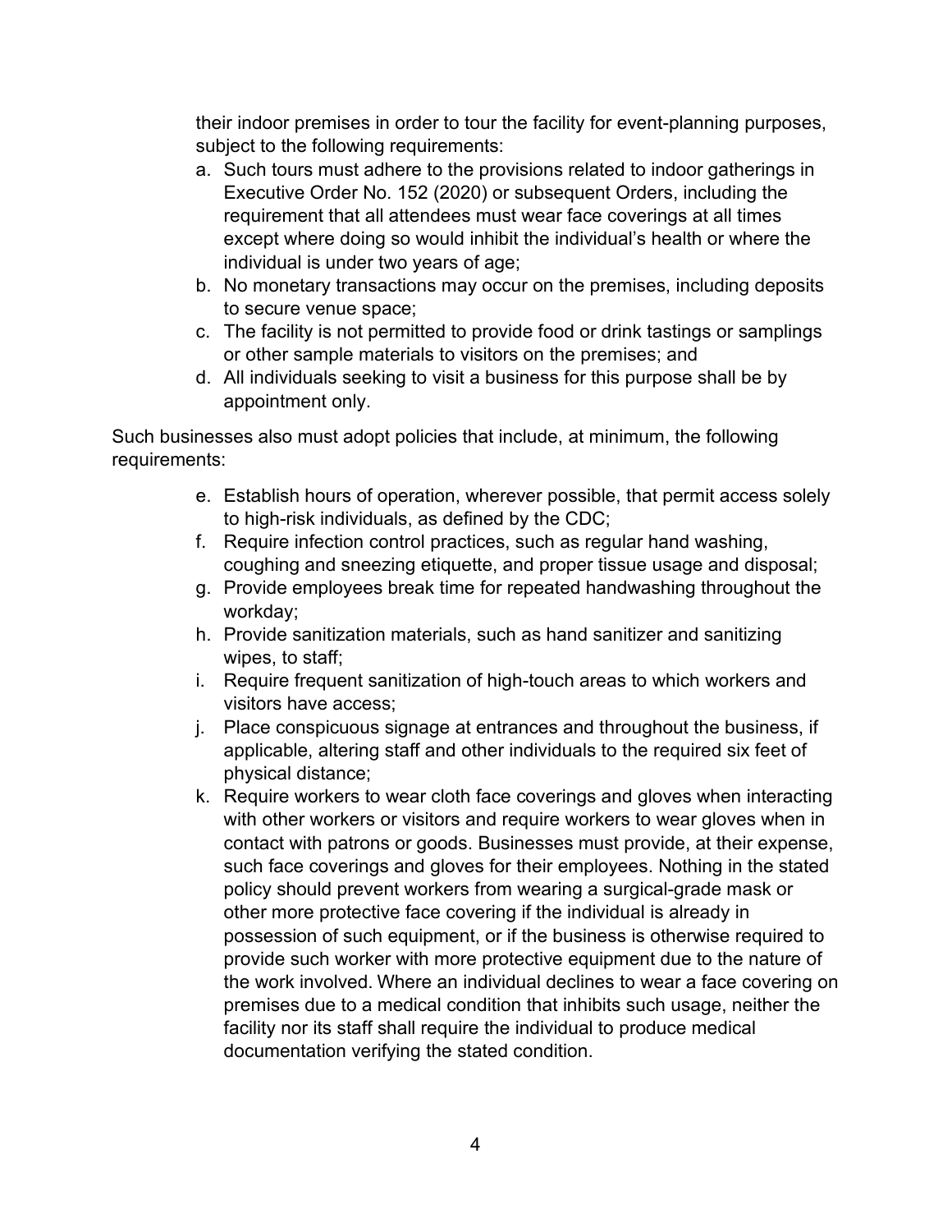their indoor premises in order to tour the facility for event-planning purposes, subject to the following requirements:

a. Such tours must adhere to the provisions related to indoor gatherings in Executive Order No. 152 (2020) or subsequent Orders, including the requirement that all attendees must wear face coverings at all times except where doing so would inhibit the individual's health or where the individual is under two years of age;
b. No monetary transactions may occur on the premises, including deposits to secure venue space;
c. The facility is not permitted to provide food or drink tastings or samplings or other sample materials to visitors on the premises; and
d. All individuals seeking to visit a business for this purpose shall be by appointment only.

Such businesses also must adopt policies that include, at minimum, the following requirements:

e. Establish hours of operation, wherever possible, that permit access solely to high-risk individuals, as defined by the CDC;
f. Require infection control practices, such as regular hand washing, coughing and sneezing etiquette, and proper tissue usage and disposal;
g. Provide employees break time for repeated handwashing throughout the workday;
h. Provide sanitization materials, such as hand sanitizer and sanitizing wipes, to staff;
i. Require frequent sanitization of high-touch areas to which workers and visitors have access;
j. Place conspicuous signage at entrances and throughout the business, if applicable, altering staff and other individuals to the required six feet of physical distance;
k. Require workers to wear cloth face coverings and gloves when interacting with other workers or visitors and require workers to wear gloves when in contact with patrons or goods. Businesses must provide, at their expense, such face coverings and gloves for their employees. Nothing in the stated policy should prevent workers from wearing a surgical-grade mask or other more protective face covering if the individual is already in possession of such equipment, or if the business is otherwise required to provide such worker with more protective equipment due to the nature of the work involved. Where an individual declines to wear a face covering on premises due to a medical condition that inhibits such usage, neither the facility nor its staff shall require the individual to produce medical documentation verifying the stated condition.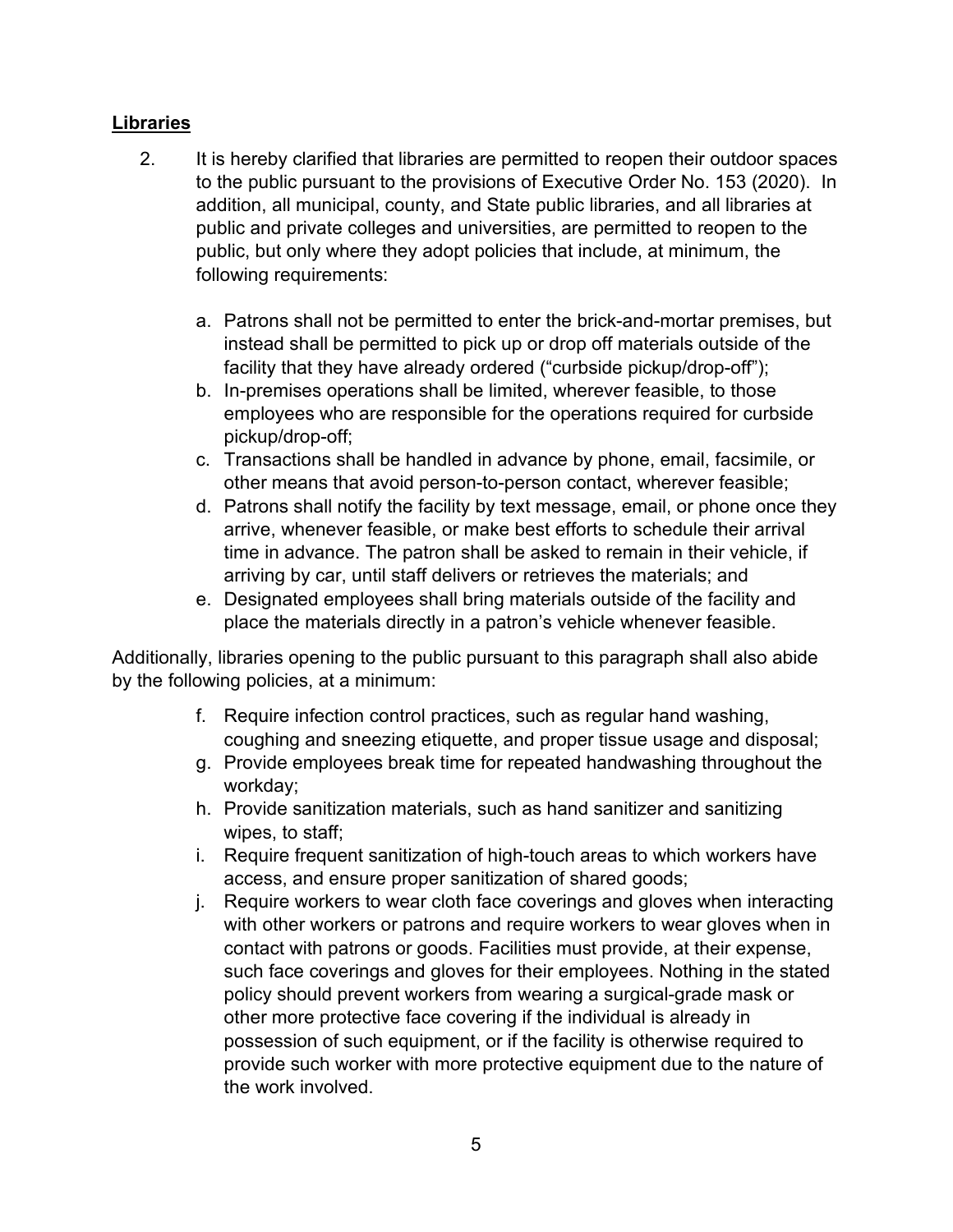## **Libraries**

2. It is hereby clarified that libraries are permitted to reopen their outdoor spaces to the public pursuant to the provisions of Executive Order No. 153 (2020). In addition, all municipal, county, and State public libraries, and all libraries at public and private colleges and universities, are permitted to reopen to the public, but only where they adopt policies that include, at minimum, the following requirements:

   a. Patrons shall not be permitted to enter the brick-and-mortar premises, but instead shall be permitted to pick up or drop off materials outside of the facility that they have already ordered ("curbside pickup/drop-off");
   b. In-premises operations shall be limited, wherever feasible, to those employees who are responsible for the operations required for curbside pickup/drop-off;
   c. Transactions shall be handled in advance by phone, email, facsimile, or other means that avoid person-to-person contact, wherever feasible;
   d. Patrons shall notify the facility by text message, email, or phone once they arrive, whenever feasible, or make best efforts to schedule their arrival time in advance. The patron shall be asked to remain in their vehicle, if arriving by car, until staff delivers or retrieves the materials; and
   e. Designated employees shall bring materials outside of the facility and place the materials directly in a patron's vehicle whenever feasible.

Additionally, libraries opening to the public pursuant to this paragraph shall also abide by the following policies, at a minimum:

   f. Require infection control practices, such as regular hand washing, coughing and sneezing etiquette, and proper tissue usage and disposal;
   g. Provide employees break time for repeated handwashing throughout the workday;
   h. Provide sanitization materials, such as hand sanitizer and sanitizing wipes, to staff;
   i. Require frequent sanitization of high-touch areas to which workers have access, and ensure proper sanitization of shared goods;
   j. Require workers to wear cloth face coverings and gloves when interacting with other workers or patrons and require workers to wear gloves when in contact with patrons or goods. Facilities must provide, at their expense, such face coverings and gloves for their employees. Nothing in the stated policy should prevent workers from wearing a surgical-grade mask or other more protective face covering if the individual is already in possession of such equipment, or if the facility is otherwise required to provide such worker with more protective equipment due to the nature of the work involved.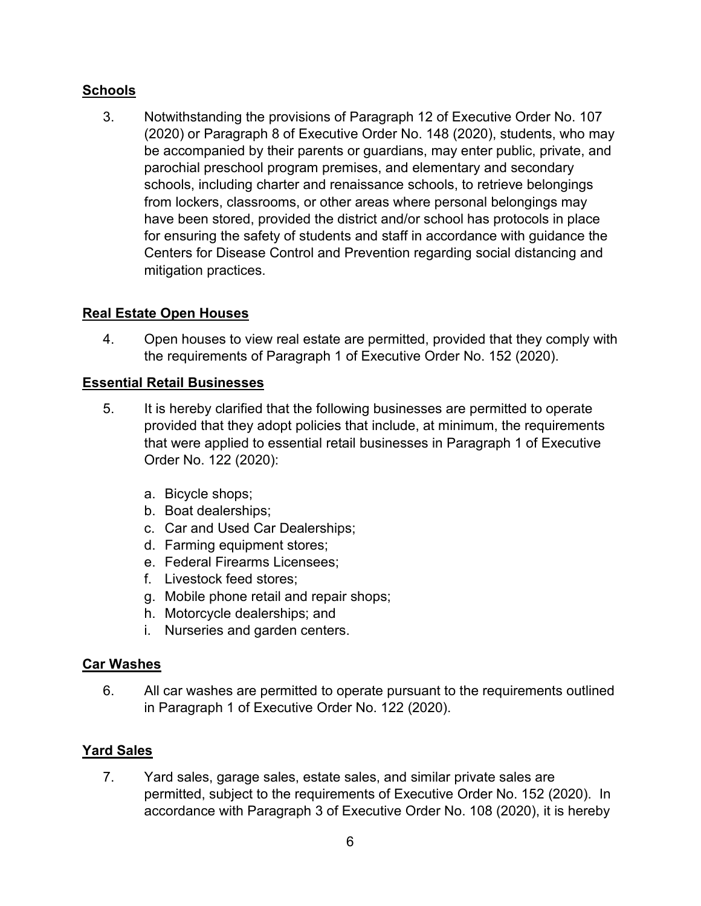**Schools**

3. Notwithstanding the provisions of Paragraph 12 of Executive Order No. 107 (2020) or Paragraph 8 of Executive Order No. 148 (2020), students, who may be accompanied by their parents or guardians, may enter public, private, and parochial preschool program premises, and elementary and secondary schools, including charter and renaissance schools, to retrieve belongings from lockers, classrooms, or other areas where personal belongings may have been stored, provided the district and/or school has protocols in place for ensuring the safety of students and staff in accordance with guidance the Centers for Disease Control and Prevention regarding social distancing and mitigation practices.

**Real Estate Open Houses**

4. Open houses to view real estate are permitted, provided that they comply with the requirements of Paragraph 1 of Executive Order No. 152 (2020).

**Essential Retail Businesses**

5. It is hereby clarified that the following businesses are permitted to operate provided that they adopt policies that include, at minimum, the requirements that were applied to essential retail businesses in Paragraph 1 of Executive Order No. 122 (2020):

   a. Bicycle shops;
   b. Boat dealerships;
   c. Car and Used Car Dealerships;
   d. Farming equipment stores;
   e. Federal Firearms Licensees;
   f. Livestock feed stores;
   g. Mobile phone retail and repair shops;
   h. Motorcycle dealerships; and
   i. Nurseries and garden centers.

**Car Washes**

6. All car washes are permitted to operate pursuant to the requirements outlined in Paragraph 1 of Executive Order No. 122 (2020).

**Yard Sales**

7. Yard sales, garage sales, estate sales, and similar private sales are permitted, subject to the requirements of Executive Order No. 152 (2020). In accordance with Paragraph 3 of Executive Order No. 108 (2020), it is hereby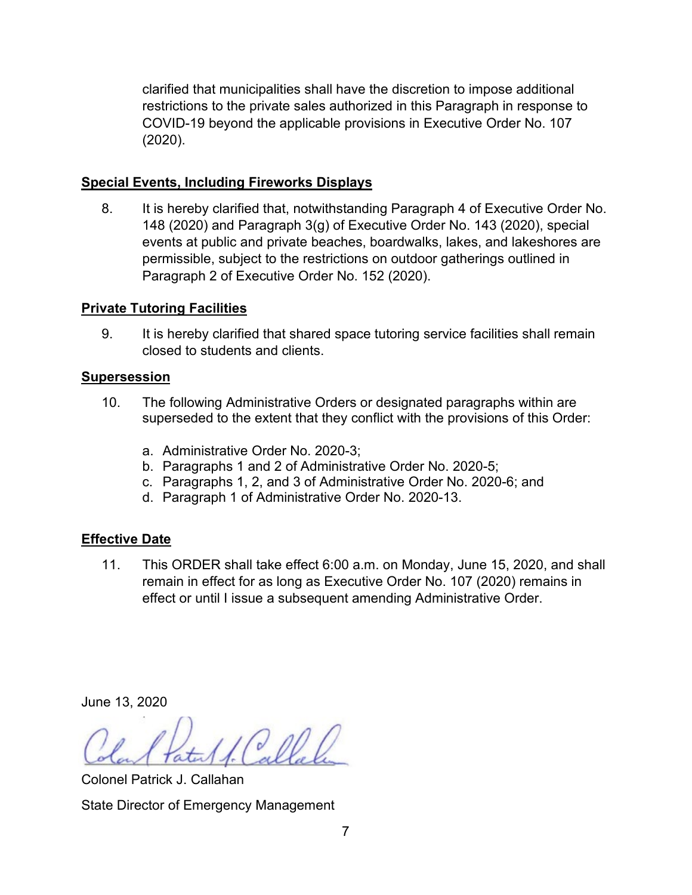clarified that municipalities shall have the discretion to impose additional restrictions to the private sales authorized in this Paragraph in response to COVID-19 beyond the applicable provisions in Executive Order No. 107 (2020).

**Special Events, Including Fireworks Displays**

8. It is hereby clarified that, notwithstanding Paragraph 4 of Executive Order No. 148 (2020) and Paragraph 3(g) of Executive Order No. 143 (2020), special events at public and private beaches, boardwalks, lakes, and lakeshores are permissible, subject to the restrictions on outdoor gatherings outlined in Paragraph 2 of Executive Order No. 152 (2020).

**Private Tutoring Facilities**

9. It is hereby clarified that shared space tutoring service facilities shall remain closed to students and clients.

**Supersession**

10. The following Administrative Orders or designated paragraphs within are superseded to the extent that they conflict with the provisions of this Order:

    a. Administrative Order No. 2020-3;
    b. Paragraphs 1 and 2 of Administrative Order No. 2020-5;
    c. Paragraphs 1, 2, and 3 of Administrative Order No. 2020-6; and
    d. Paragraph 1 of Administrative Order No. 2020-13.

**Effective Date**

11. This ORDER shall take effect 6:00 a.m. on Monday, June 15, 2020, and shall remain in effect for as long as Executive Order No. 107 (2020) remains in effect or until I issue a subsequent amending Administrative Order.

June 13, 2020

Colonel Patrick J. Callahan

State Director of Emergency Management